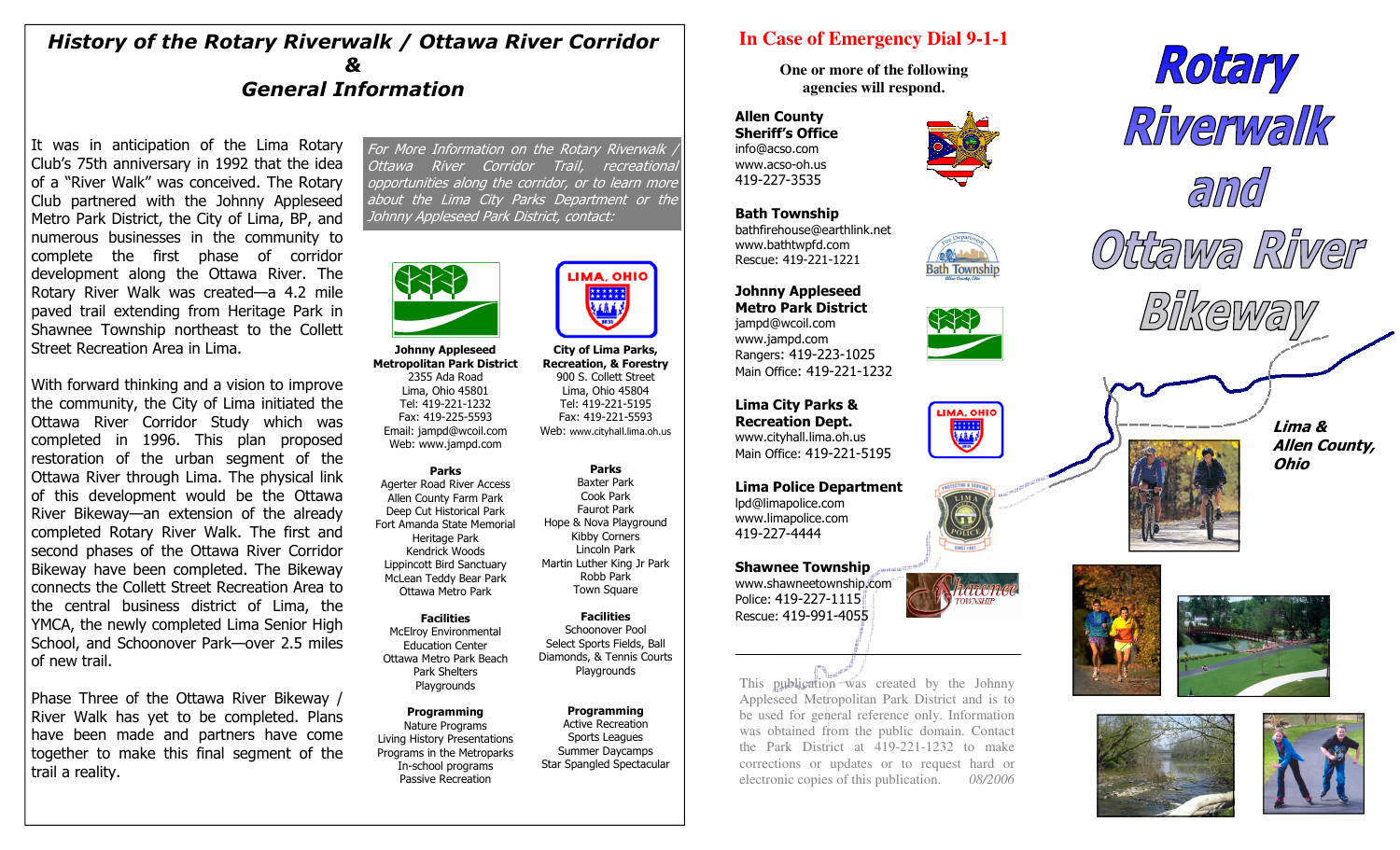# *History of the Rotary Riverwalk / Ottawa River Corridor & General Information*

It was in anticipation of the Lima Rotary Club's 75th anniversary in 1992 that the idea of a "River Walk" was conceived. The Rotary Club partnered with the Johnny Appleseed Metro Park District, the City of Lima, BP, and numerous businesses in the community to complete the first phase of corridor development along the Ottawa River. The Rotary River Walk was created—a 4.2 mile paved trail extending from Heritage Park in Shawnee Township northeast to the Collett Street Recreation Area in Lima.

With forward thinking and a vision to improve the community, the City of Lima initiated the Ottawa River Corridor Study which was completed in 1996. This plan proposed restoration of the urban segment of the Ottawa River through Lima. The physical link of this development would be the Ottawa River Bikeway—an extension of the already completed Rotary River Walk. The first and second phases of the Ottawa River Corridor Bikeway have been completed. The Bikeway connects the Collett Street Recreation Area to the central business district of Lima, the YMCA, the newly completed Lima Senior High School, and Schoonover Park—over 2.5 miles of new trail.

Phase Three of the Ottawa River Bikeway / River Walk has yet to be completed. Plans have been made and partners have come together to make this final segment of the trail a reality.

*For More Information on the Rotary Riverwalk / Ottawa River Corridor Trail, recreational opportunities along the corridor, or to learn more about the Lima City Parks Department or the Johnny Appleseed Park District, contact:*

**Johnny Appleseed Metropolitan Park District**
2355 Ada Road
Lima, Ohio 45801
Tel: 419-221-1232
Fax: 419-225-5593
Email: jampd@wcoil.com
Web: www.jampd.com

**Parks**
Agerter Road River Access
Allen County Farm Park
Deep Cut Historical Park
Fort Amanda State Memorial
Heritage Park
Kendrick Woods
Lippincott Bird Sanctuary
McLean Teddy Bear Park
Ottawa Metro Park

**Facilities**
McElroy Environmental Education Center
Ottawa Metro Park Beach
Park Shelters
Playgrounds

**Programming**
Nature Programs
Living History Presentations
Programs in the Metroparks
In-school programs
Passive Recreation

**City of Lima Parks, Recreation, & Forestry**
900 S. Collett Street
Lima, Ohio 45804
Tel: 419-221-5195
Fax: 419-221-5593
Web: www.cityhall.lima.oh.us

**Parks**
Baxter Park
Cook Park
Faurot Park
Hope & Nova Playground
Kibby Corners
Lincoln Park
Martin Luther King Jr Park
Robb Park
Town Square

**Facilities**
Schoonover Pool
Select Sports Fields, Ball Diamonds, & Tennis Courts
Playgrounds

**Programming**
Active Recreation
Sports Leagues
Summer Daycamps
Star Spangled Spectacular

## In Case of Emergency Dial 9-1-1

**One or more of the following agencies will respond.**

**Allen County Sheriff's Office**
info@acso.com
www.acso-oh.us
419-227-3535

**Bath Township**
bathfirehouse@earthlink.net
www.bathtwpfd.com
Rescue: 419-221-1221

**Johnny Appleseed Metro Park District**
jampd@wcoil.com
www.jampd.com
Rangers: 419-223-1025
Main Office: 419-221-1232

**Lima City Parks & Recreation Dept.**
www.cityhall.lima.oh.us
Main Office: 419-221-5195

**Lima Police Department**
lpd@limapolice.com
www.limapolice.com
419-227-4444

**Shawnee Township**
www.shawneetownship.com
Police: 419-227-1115
Rescue: 419-991-4055

This publication was created by the Johnny Appleseed Metropolitan Park District and is to be used for general reference only. Information was obtained from the public domain. Contact the Park District at 419-221-1232 to make corrections or updates or to request hard or electronic copies of this publication. *08/2006*

# Rotary Riverwalk and Ottawa River Bikeway

***Lima & Allen County, Ohio***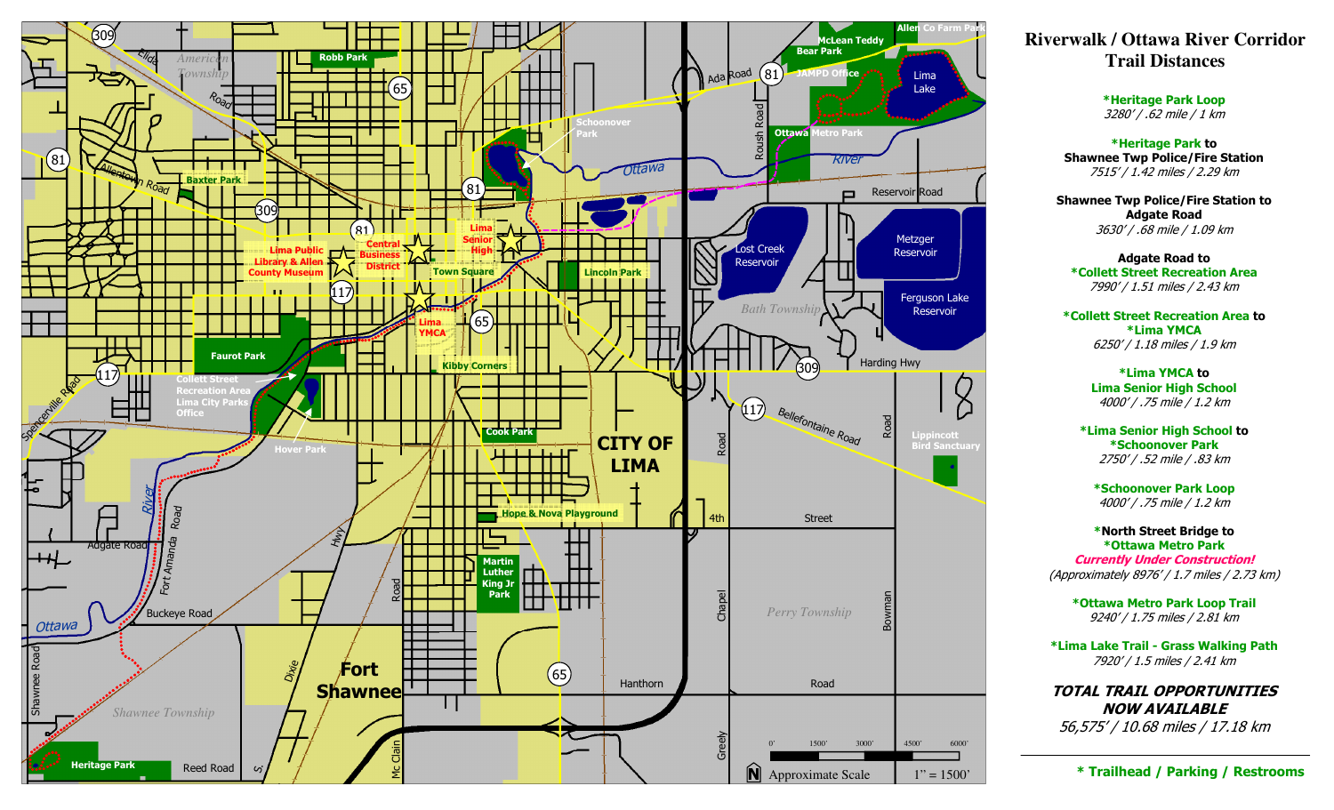## Riverwalk / Ottawa River Corridor Trail Distances

**\*Heritage Park Loop**
*3280' / .62 mile / 1 km*

**\*Heritage Park to Shawnee Twp Police/Fire Station**
*7515' / 1.42 miles / 2.29 km*

**Shawnee Twp Police/Fire Station to Adgate Road**
*3630' / .68 mile / 1.09 km*

**Adgate Road to \*Collett Street Recreation Area**
*7990' / 1.51 miles / 2.43 km*

**\*Collett Street Recreation Area to \*Lima YMCA**
*6250' / 1.18 miles / 1.9 km*

**\*Lima YMCA to Lima Senior High School**
*4000' / .75 mile / 1.2 km*

**\*Lima Senior High School to \*Schoonover Park**
*2750' / .52 mile / .83 km*

**\*Schoonover Park Loop**
*4000' / .75 mile / 1.2 km*

**\*North Street Bridge to \*Ottawa Metro Park**
***Currently Under Construction!***
*(Approximately 8976' / 1.7 miles / 2.73 km)*

**\*Ottawa Metro Park Loop Trail**
*9240' / 1.75 miles / 2.81 km*

**\*Lima Lake Trail - Grass Walking Path**
*7920' / 1.5 miles / 2.41 km*

***TOTAL TRAIL OPPORTUNITIES NOW AVAILABLE***
*56,575' / 10.68 miles / 17.18 km*

**\* Trailhead / Parking / Restrooms**

CITY OF LIMA

Fort Shawnee

Approximate Scale 1" = 1500'

0' 1500' 3000' 4500' 6000'